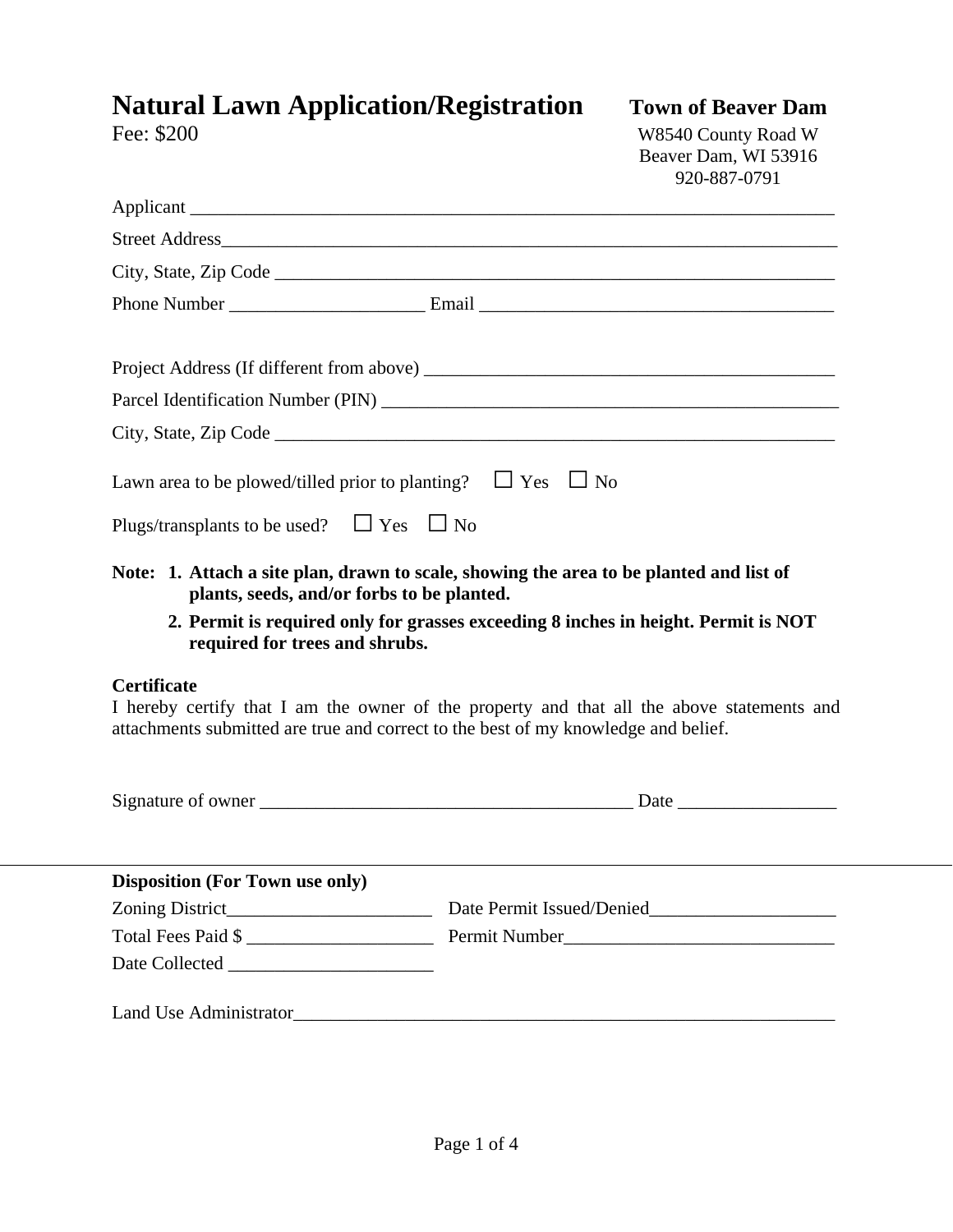# Natural Lawn Application/Registration

Fee: $200

**Town of Beaver Dam**
W8540 County Road W
Beaver Dam, WI 53916
920-887-0791

Applicant ___________________________________________________________________

Street Address_______________________________________________________________

City, State, Zip Code _________________________________________________________

Phone Number _____________________ Email _______________________________________

Project Address (If different from above) _____________________________________________

Parcel Identification Number (PIN) __________________________________________________

City, State, Zip Code _________________________________________________________

Lawn area to be plowed/tilled prior to planting? ☐ Yes ☐ No

Plugs/transplants to be used? ☐ Yes ☐ No

**Note:**
1. **Attach a site plan, drawn to scale, showing the area to be planted and list of plants, seeds, and/or forbs to be planted.**
2. **Permit is required only for grasses exceeding 8 inches in height. Permit is NOT required for trees and shrubs.**

**Certificate**

I hereby certify that I am the owner of the property and that all the above statements and attachments submitted are true and correct to the best of my knowledge and belief.

Signature of owner ________________________________________ Date _________________

---

**Disposition (For Town use only)**

Zoning District______________________ Date Permit Issued/Denied____________________

Total Fees Paid $ ____________________ Permit Number_____________________________

Date Collected ______________________

Land Use Administrator_____________________________________________________________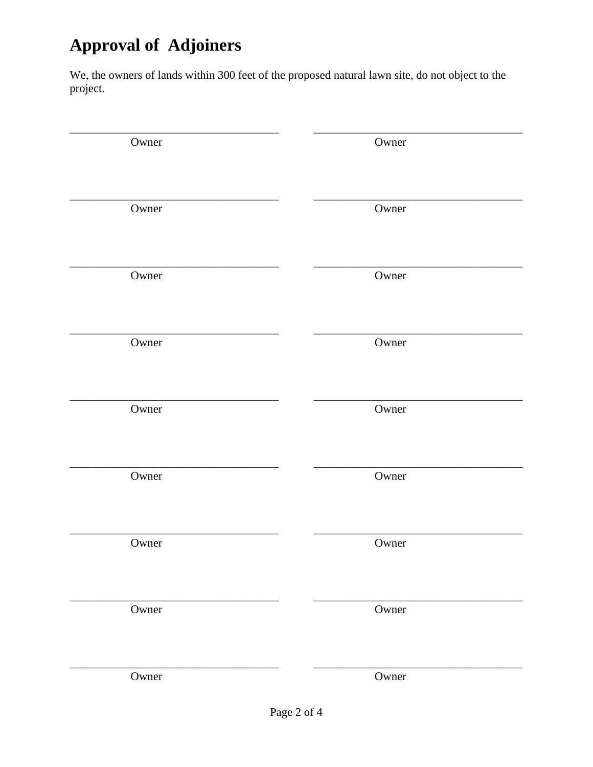# Approval of Adjoiners

We, the owners of lands within 300 feet of the proposed natural lawn site, do not object to the project.

| | |
|---|---|
| ____________________ Owner | ____________________ Owner |
| ____________________ Owner | ____________________ Owner |
| ____________________ Owner | ____________________ Owner |
| ____________________ Owner | ____________________ Owner |
| ____________________ Owner | ____________________ Owner |
| ____________________ Owner | ____________________ Owner |
| ____________________ Owner | ____________________ Owner |
| ____________________ Owner | ____________________ Owner |
| ____________________ Owner | ____________________ Owner |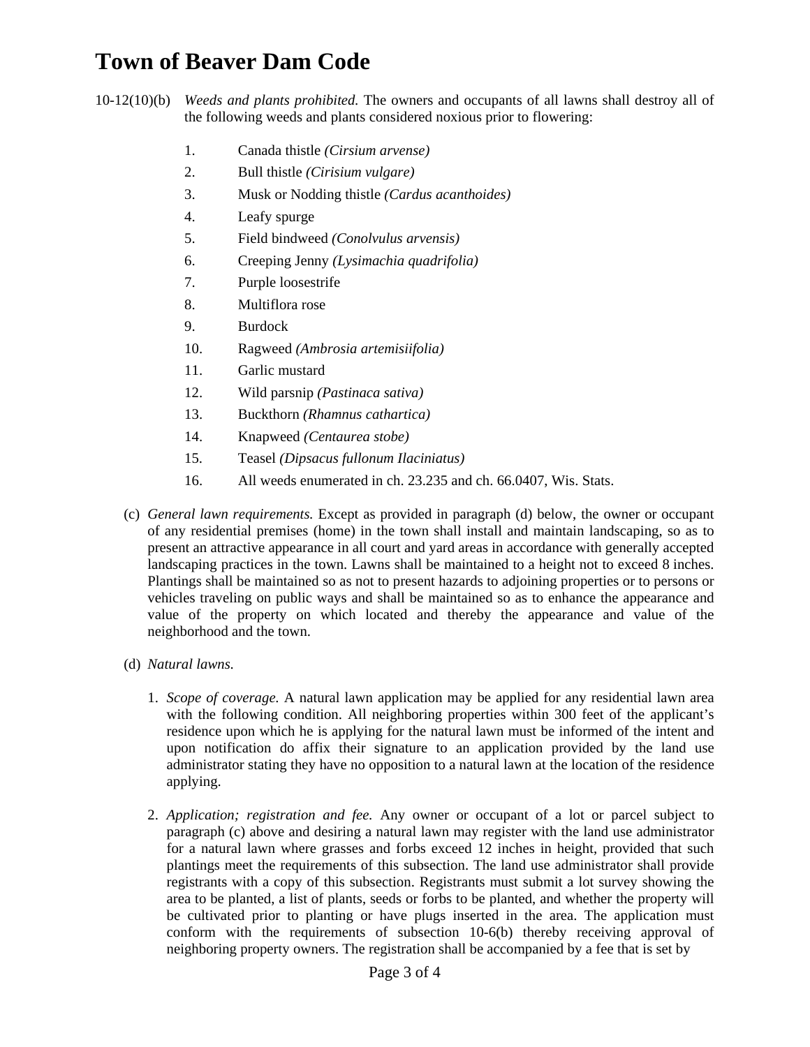# Town of Beaver Dam Code

10-12(10)(b) *Weeds and plants prohibited.* The owners and occupants of all lawns shall destroy all of the following weeds and plants considered noxious prior to flowering:

1. Canada thistle *(Cirsium arvense)*
2. Bull thistle *(Cirisium vulgare)*
3. Musk or Nodding thistle *(Cardus acanthoides)*
4. Leafy spurge
5. Field bindweed *(Conolvulus arvensis)*
6. Creeping Jenny *(Lysimachia quadrifolia)*
7. Purple loosestrife
8. Multiflora rose
9. Burdock
10. Ragweed *(Ambrosia artemisiifolia)*
11. Garlic mustard
12. Wild parsnip *(Pastinaca sativa)*
13. Buckthorn *(Rhamnus cathartica)*
14. Knapweed *(Centaurea stobe)*
15. Teasel *(Dipsacus fullonum Ilaciniatus)*
16. All weeds enumerated in ch. 23.235 and ch. 66.0407, Wis. Stats.

(c) *General lawn requirements.* Except as provided in paragraph (d) below, the owner or occupant of any residential premises (home) in the town shall install and maintain landscaping, so as to present an attractive appearance in all court and yard areas in accordance with generally accepted landscaping practices in the town. Lawns shall be maintained to a height not to exceed 8 inches. Plantings shall be maintained so as not to present hazards to adjoining properties or to persons or vehicles traveling on public ways and shall be maintained so as to enhance the appearance and value of the property on which located and thereby the appearance and value of the neighborhood and the town.

(d) *Natural lawns.*

1. *Scope of coverage.* A natural lawn application may be applied for any residential lawn area with the following condition. All neighboring properties within 300 feet of the applicant's residence upon which he is applying for the natural lawn must be informed of the intent and upon notification do affix their signature to an application provided by the land use administrator stating they have no opposition to a natural lawn at the location of the residence applying.

2. *Application; registration and fee.* Any owner or occupant of a lot or parcel subject to paragraph (c) above and desiring a natural lawn may register with the land use administrator for a natural lawn where grasses and forbs exceed 12 inches in height, provided that such plantings meet the requirements of this subsection. The land use administrator shall provide registrants with a copy of this subsection. Registrants must submit a lot survey showing the area to be planted, a list of plants, seeds or forbs to be planted, and whether the property will be cultivated prior to planting or have plugs inserted in the area. The application must conform with the requirements of subsection 10-6(b) thereby receiving approval of neighboring property owners. The registration shall be accompanied by a fee that is set by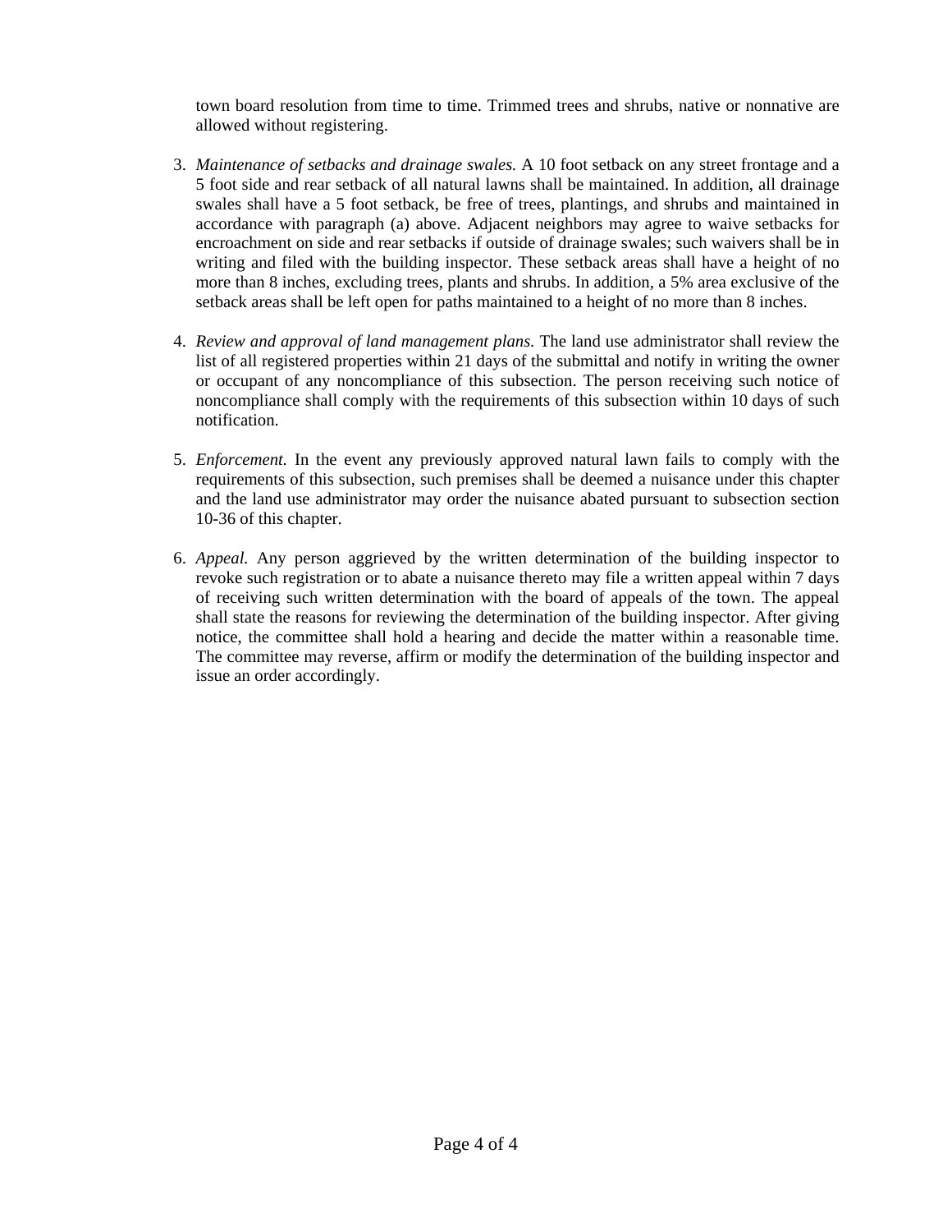town board resolution from time to time. Trimmed trees and shrubs, native or nonnative are allowed without registering.

3. *Maintenance of setbacks and drainage swales.* A 10 foot setback on any street frontage and a 5 foot side and rear setback of all natural lawns shall be maintained. In addition, all drainage swales shall have a 5 foot setback, be free of trees, plantings, and shrubs and maintained in accordance with paragraph (a) above. Adjacent neighbors may agree to waive setbacks for encroachment on side and rear setbacks if outside of drainage swales; such waivers shall be in writing and filed with the building inspector. These setback areas shall have a height of no more than 8 inches, excluding trees, plants and shrubs. In addition, a 5% area exclusive of the setback areas shall be left open for paths maintained to a height of no more than 8 inches.

4. *Review and approval of land management plans.* The land use administrator shall review the list of all registered properties within 21 days of the submittal and notify in writing the owner or occupant of any noncompliance of this subsection. The person receiving such notice of noncompliance shall comply with the requirements of this subsection within 10 days of such notification.

5. *Enforcement.* In the event any previously approved natural lawn fails to comply with the requirements of this subsection, such premises shall be deemed a nuisance under this chapter and the land use administrator may order the nuisance abated pursuant to subsection section 10-36 of this chapter.

6. *Appeal.* Any person aggrieved by the written determination of the building inspector to revoke such registration or to abate a nuisance thereto may file a written appeal within 7 days of receiving such written determination with the board of appeals of the town. The appeal shall state the reasons for reviewing the determination of the building inspector. After giving notice, the committee shall hold a hearing and decide the matter within a reasonable time. The committee may reverse, affirm or modify the determination of the building inspector and issue an order accordingly.